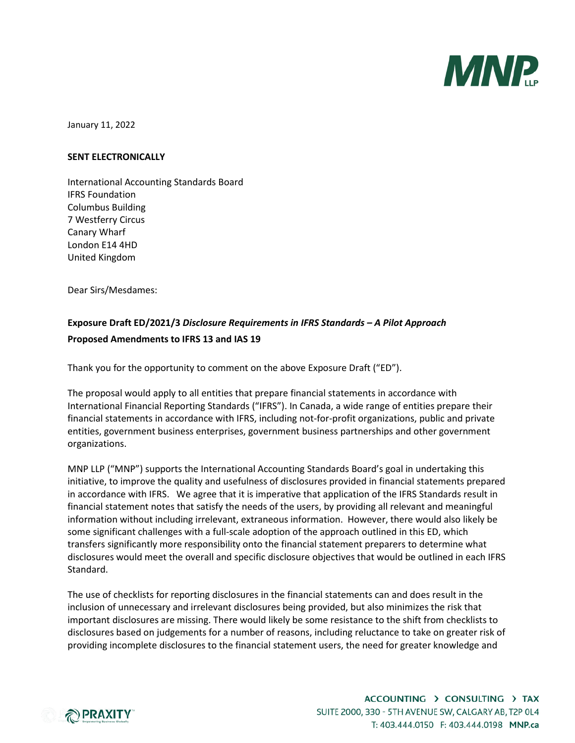January 11, 2022

**SENT ELECTRONICALLY**

International Accounting Standards Board
IFRS Foundation
Columbus Building
7 Westferry Circus
Canary Wharf
London E14 4HD
United Kingdom

Dear Sirs/Mesdames:

**Exposure Draft ED/2021/3 *Disclosure Requirements in IFRS Standards – A Pilot Approach***
**Proposed Amendments to IFRS 13 and IAS 19**

Thank you for the opportunity to comment on the above Exposure Draft ("ED").

The proposal would apply to all entities that prepare financial statements in accordance with International Financial Reporting Standards ("IFRS"). In Canada, a wide range of entities prepare their financial statements in accordance with IFRS, including not-for-profit organizations, public and private entities, government business enterprises, government business partnerships and other government organizations.

MNP LLP ("MNP") supports the International Accounting Standards Board's goal in undertaking this initiative, to improve the quality and usefulness of disclosures provided in financial statements prepared in accordance with IFRS. We agree that it is imperative that application of the IFRS Standards result in financial statement notes that satisfy the needs of the users, by providing all relevant and meaningful information without including irrelevant, extraneous information. However, there would also likely be some significant challenges with a full-scale adoption of the approach outlined in this ED, which transfers significantly more responsibility onto the financial statement preparers to determine what disclosures would meet the overall and specific disclosure objectives that would be outlined in each IFRS Standard.

The use of checklists for reporting disclosures in the financial statements can and does result in the inclusion of unnecessary and irrelevant disclosures being provided, but also minimizes the risk that important disclosures are missing. There would likely be some resistance to the shift from checklists to disclosures based on judgements for a number of reasons, including reluctance to take on greater risk of providing incomplete disclosures to the financial statement users, the need for greater knowledge and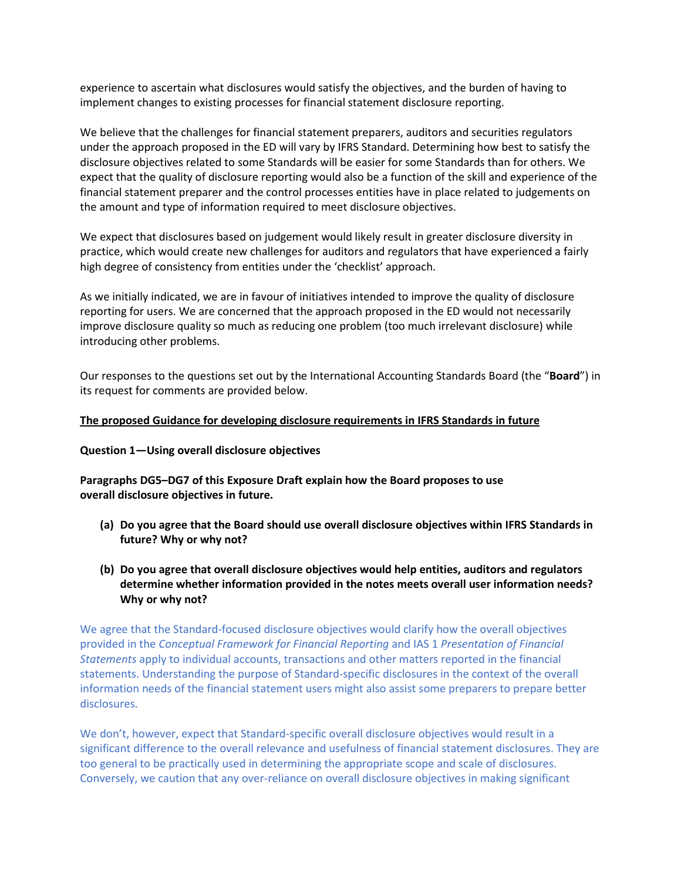experience to ascertain what disclosures would satisfy the objectives, and the burden of having to implement changes to existing processes for financial statement disclosure reporting.

We believe that the challenges for financial statement preparers, auditors and securities regulators under the approach proposed in the ED will vary by IFRS Standard. Determining how best to satisfy the disclosure objectives related to some Standards will be easier for some Standards than for others. We expect that the quality of disclosure reporting would also be a function of the skill and experience of the financial statement preparer and the control processes entities have in place related to judgements on the amount and type of information required to meet disclosure objectives.

We expect that disclosures based on judgement would likely result in greater disclosure diversity in practice, which would create new challenges for auditors and regulators that have experienced a fairly high degree of consistency from entities under the 'checklist' approach.

As we initially indicated, we are in favour of initiatives intended to improve the quality of disclosure reporting for users. We are concerned that the approach proposed in the ED would not necessarily improve disclosure quality so much as reducing one problem (too much irrelevant disclosure) while introducing other problems.

Our responses to the questions set out by the International Accounting Standards Board (the "**Board**") in its request for comments are provided below.

**<u>The proposed Guidance for developing disclosure requirements in IFRS Standards in future</u>**

**Question 1—Using overall disclosure objectives**

**Paragraphs DG5–DG7 of this Exposure Draft explain how the Board proposes to use overall disclosure objectives in future.**

**(a) Do you agree that the Board should use overall disclosure objectives within IFRS Standards in future? Why or why not?**

**(b) Do you agree that overall disclosure objectives would help entities, auditors and regulators determine whether information provided in the notes meets overall user information needs? Why or why not?**

We agree that the Standard-focused disclosure objectives would clarify how the overall objectives provided in the *Conceptual Framework for Financial Reporting* and IAS 1 *Presentation of Financial Statements* apply to individual accounts, transactions and other matters reported in the financial statements. Understanding the purpose of Standard-specific disclosures in the context of the overall information needs of the financial statement users might also assist some preparers to prepare better disclosures.

We don't, however, expect that Standard-specific overall disclosure objectives would result in a significant difference to the overall relevance and usefulness of financial statement disclosures. They are too general to be practically used in determining the appropriate scope and scale of disclosures. Conversely, we caution that any over-reliance on overall disclosure objectives in making significant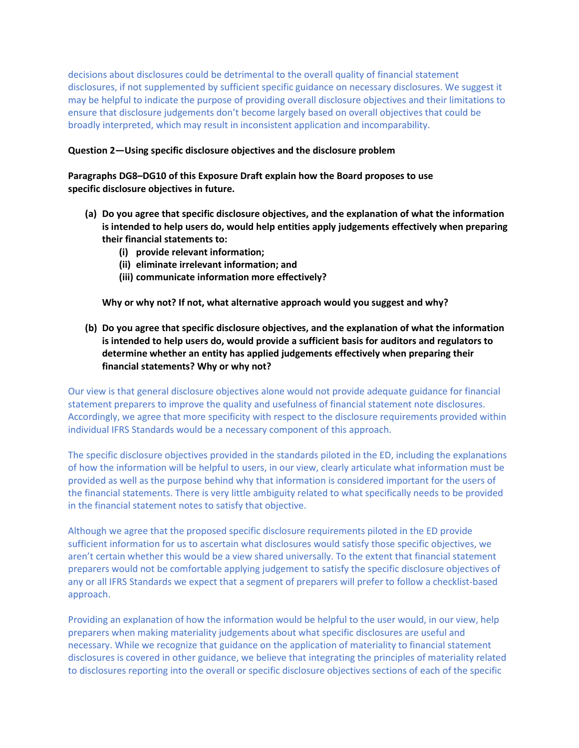decisions about disclosures could be detrimental to the overall quality of financial statement disclosures, if not supplemented by sufficient specific guidance on necessary disclosures. We suggest it may be helpful to indicate the purpose of providing overall disclosure objectives and their limitations to ensure that disclosure judgements don't become largely based on overall objectives that could be broadly interpreted, which may result in inconsistent application and incomparability.

**Question 2—Using specific disclosure objectives and the disclosure problem**

**Paragraphs DG8–DG10 of this Exposure Draft explain how the Board proposes to use specific disclosure objectives in future.**

- **(a) Do you agree that specific disclosure objectives, and the explanation of what the information is intended to help users do, would help entities apply judgements effectively when preparing their financial statements to:**
  - **(i) provide relevant information;**
  - **(ii) eliminate irrelevant information; and**
  - **(iii) communicate information more effectively?**

  **Why or why not? If not, what alternative approach would you suggest and why?**

- **(b) Do you agree that specific disclosure objectives, and the explanation of what the information is intended to help users do, would provide a sufficient basis for auditors and regulators to determine whether an entity has applied judgements effectively when preparing their financial statements? Why or why not?**

Our view is that general disclosure objectives alone would not provide adequate guidance for financial statement preparers to improve the quality and usefulness of financial statement note disclosures. Accordingly, we agree that more specificity with respect to the disclosure requirements provided within individual IFRS Standards would be a necessary component of this approach.

The specific disclosure objectives provided in the standards piloted in the ED, including the explanations of how the information will be helpful to users, in our view, clearly articulate what information must be provided as well as the purpose behind why that information is considered important for the users of the financial statements. There is very little ambiguity related to what specifically needs to be provided in the financial statement notes to satisfy that objective.

Although we agree that the proposed specific disclosure requirements piloted in the ED provide sufficient information for us to ascertain what disclosures would satisfy those specific objectives, we aren't certain whether this would be a view shared universally. To the extent that financial statement preparers would not be comfortable applying judgement to satisfy the specific disclosure objectives of any or all IFRS Standards we expect that a segment of preparers will prefer to follow a checklist-based approach.

Providing an explanation of how the information would be helpful to the user would, in our view, help preparers when making materiality judgements about what specific disclosures are useful and necessary. While we recognize that guidance on the application of materiality to financial statement disclosures is covered in other guidance, we believe that integrating the principles of materiality related to disclosures reporting into the overall or specific disclosure objectives sections of each of the specific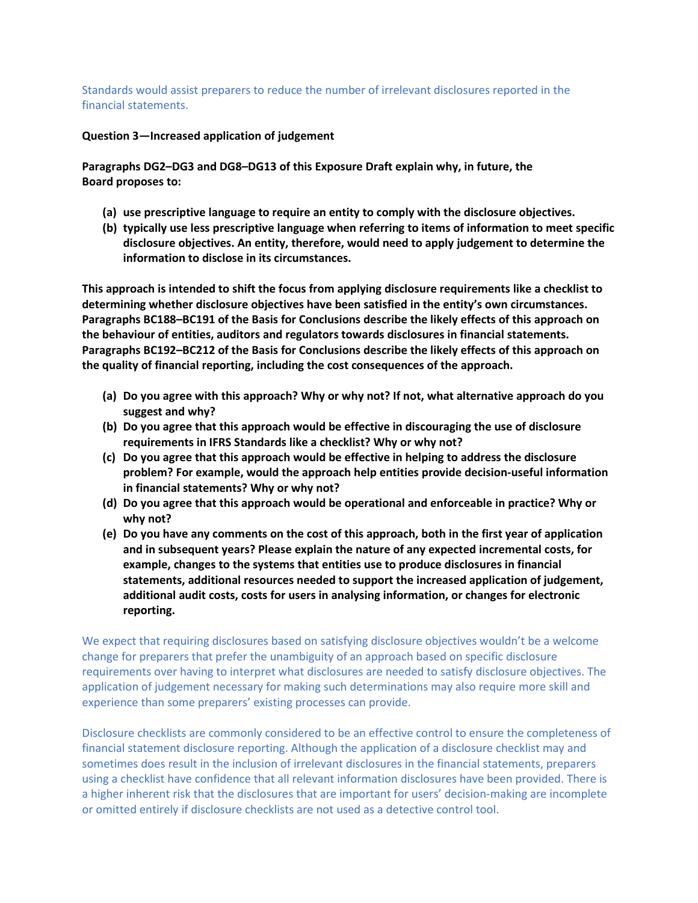Standards would assist preparers to reduce the number of irrelevant disclosures reported in the financial statements.

**Question 3—Increased application of judgement**

**Paragraphs DG2–DG3 and DG8–DG13 of this Exposure Draft explain why, in future, the Board proposes to:**

- **(a) use prescriptive language to require an entity to comply with the disclosure objectives.**
- **(b) typically use less prescriptive language when referring to items of information to meet specific disclosure objectives. An entity, therefore, would need to apply judgement to determine the information to disclose in its circumstances.**

**This approach is intended to shift the focus from applying disclosure requirements like a checklist to determining whether disclosure objectives have been satisfied in the entity's own circumstances. Paragraphs BC188–BC191 of the Basis for Conclusions describe the likely effects of this approach on the behaviour of entities, auditors and regulators towards disclosures in financial statements. Paragraphs BC192–BC212 of the Basis for Conclusions describe the likely effects of this approach on the quality of financial reporting, including the cost consequences of the approach.**

- **(a) Do you agree with this approach? Why or why not? If not, what alternative approach do you suggest and why?**
- **(b) Do you agree that this approach would be effective in discouraging the use of disclosure requirements in IFRS Standards like a checklist? Why or why not?**
- **(c) Do you agree that this approach would be effective in helping to address the disclosure problem? For example, would the approach help entities provide decision-useful information in financial statements? Why or why not?**
- **(d) Do you agree that this approach would be operational and enforceable in practice? Why or why not?**
- **(e) Do you have any comments on the cost of this approach, both in the first year of application and in subsequent years? Please explain the nature of any expected incremental costs, for example, changes to the systems that entities use to produce disclosures in financial statements, additional resources needed to support the increased application of judgement, additional audit costs, costs for users in analysing information, or changes for electronic reporting.**

We expect that requiring disclosures based on satisfying disclosure objectives wouldn't be a welcome change for preparers that prefer the unambiguity of an approach based on specific disclosure requirements over having to interpret what disclosures are needed to satisfy disclosure objectives. The application of judgement necessary for making such determinations may also require more skill and experience than some preparers' existing processes can provide.

Disclosure checklists are commonly considered to be an effective control to ensure the completeness of financial statement disclosure reporting. Although the application of a disclosure checklist may and sometimes does result in the inclusion of irrelevant disclosures in the financial statements, preparers using a checklist have confidence that all relevant information disclosures have been provided. There is a higher inherent risk that the disclosures that are important for users' decision-making are incomplete or omitted entirely if disclosure checklists are not used as a detective control tool.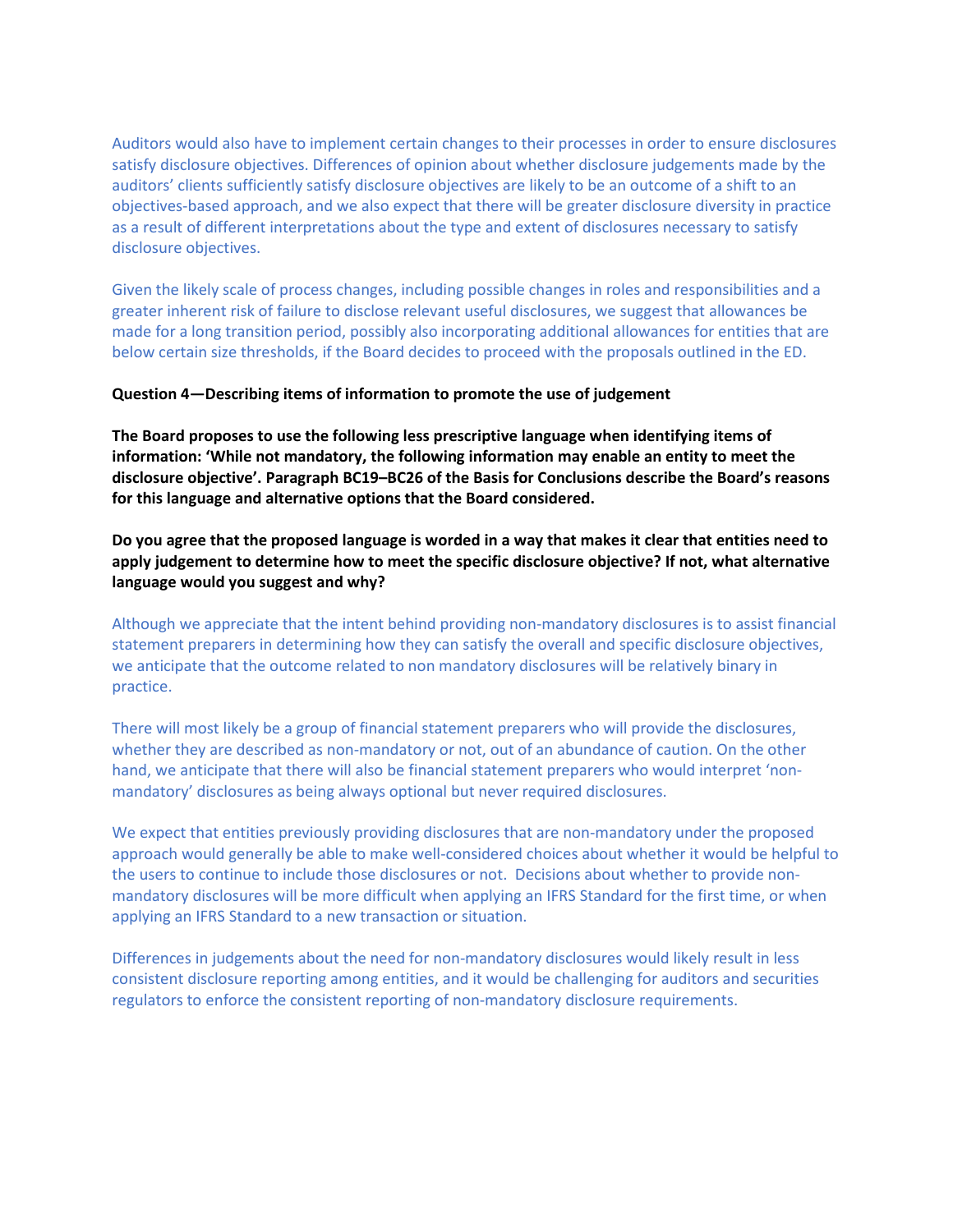Auditors would also have to implement certain changes to their processes in order to ensure disclosures satisfy disclosure objectives. Differences of opinion about whether disclosure judgements made by the auditors' clients sufficiently satisfy disclosure objectives are likely to be an outcome of a shift to an objectives-based approach, and we also expect that there will be greater disclosure diversity in practice as a result of different interpretations about the type and extent of disclosures necessary to satisfy disclosure objectives.

Given the likely scale of process changes, including possible changes in roles and responsibilities and a greater inherent risk of failure to disclose relevant useful disclosures, we suggest that allowances be made for a long transition period, possibly also incorporating additional allowances for entities that are below certain size thresholds, if the Board decides to proceed with the proposals outlined in the ED.

**Question 4—Describing items of information to promote the use of judgement**

**The Board proposes to use the following less prescriptive language when identifying items of information: 'While not mandatory, the following information may enable an entity to meet the disclosure objective'. Paragraph BC19–BC26 of the Basis for Conclusions describe the Board's reasons for this language and alternative options that the Board considered.**

**Do you agree that the proposed language is worded in a way that makes it clear that entities need to apply judgement to determine how to meet the specific disclosure objective? If not, what alternative language would you suggest and why?**

Although we appreciate that the intent behind providing non-mandatory disclosures is to assist financial statement preparers in determining how they can satisfy the overall and specific disclosure objectives, we anticipate that the outcome related to non mandatory disclosures will be relatively binary in practice.

There will most likely be a group of financial statement preparers who will provide the disclosures, whether they are described as non-mandatory or not, out of an abundance of caution. On the other hand, we anticipate that there will also be financial statement preparers who would interpret 'non-mandatory' disclosures as being always optional but never required disclosures.

We expect that entities previously providing disclosures that are non-mandatory under the proposed approach would generally be able to make well-considered choices about whether it would be helpful to the users to continue to include those disclosures or not. Decisions about whether to provide non-mandatory disclosures will be more difficult when applying an IFRS Standard for the first time, or when applying an IFRS Standard to a new transaction or situation.

Differences in judgements about the need for non-mandatory disclosures would likely result in less consistent disclosure reporting among entities, and it would be challenging for auditors and securities regulators to enforce the consistent reporting of non-mandatory disclosure requirements.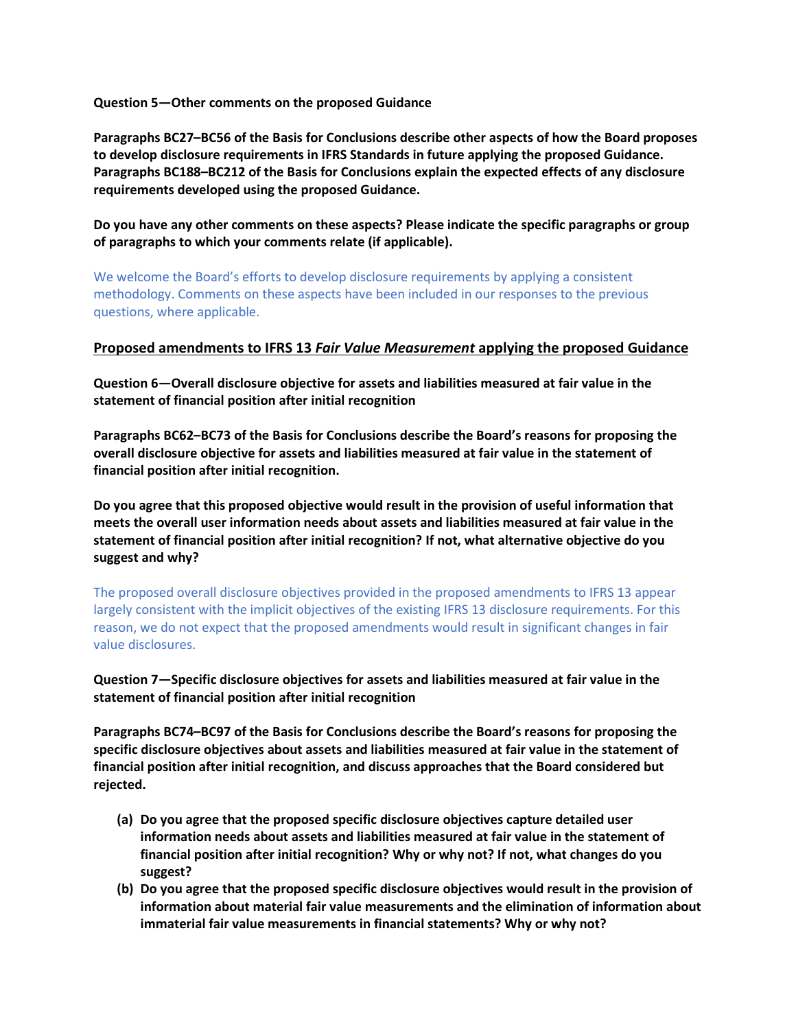**Question 5—Other comments on the proposed Guidance**

**Paragraphs BC27–BC56 of the Basis for Conclusions describe other aspects of how the Board proposes to develop disclosure requirements in IFRS Standards in future applying the proposed Guidance. Paragraphs BC188–BC212 of the Basis for Conclusions explain the expected effects of any disclosure requirements developed using the proposed Guidance.**

**Do you have any other comments on these aspects? Please indicate the specific paragraphs or group of paragraphs to which your comments relate (if applicable).**

We welcome the Board's efforts to develop disclosure requirements by applying a consistent methodology. Comments on these aspects have been included in our responses to the previous questions, where applicable.

## Proposed amendments to IFRS 13 *Fair Value Measurement* applying the proposed Guidance

**Question 6—Overall disclosure objective for assets and liabilities measured at fair value in the statement of financial position after initial recognition**

**Paragraphs BC62–BC73 of the Basis for Conclusions describe the Board's reasons for proposing the overall disclosure objective for assets and liabilities measured at fair value in the statement of financial position after initial recognition.**

**Do you agree that this proposed objective would result in the provision of useful information that meets the overall user information needs about assets and liabilities measured at fair value in the statement of financial position after initial recognition? If not, what alternative objective do you suggest and why?**

The proposed overall disclosure objectives provided in the proposed amendments to IFRS 13 appear largely consistent with the implicit objectives of the existing IFRS 13 disclosure requirements. For this reason, we do not expect that the proposed amendments would result in significant changes in fair value disclosures.

**Question 7—Specific disclosure objectives for assets and liabilities measured at fair value in the statement of financial position after initial recognition**

**Paragraphs BC74–BC97 of the Basis for Conclusions describe the Board's reasons for proposing the specific disclosure objectives about assets and liabilities measured at fair value in the statement of financial position after initial recognition, and discuss approaches that the Board considered but rejected.**

- **(a) Do you agree that the proposed specific disclosure objectives capture detailed user information needs about assets and liabilities measured at fair value in the statement of financial position after initial recognition? Why or why not? If not, what changes do you suggest?**
- **(b) Do you agree that the proposed specific disclosure objectives would result in the provision of information about material fair value measurements and the elimination of information about immaterial fair value measurements in financial statements? Why or why not?**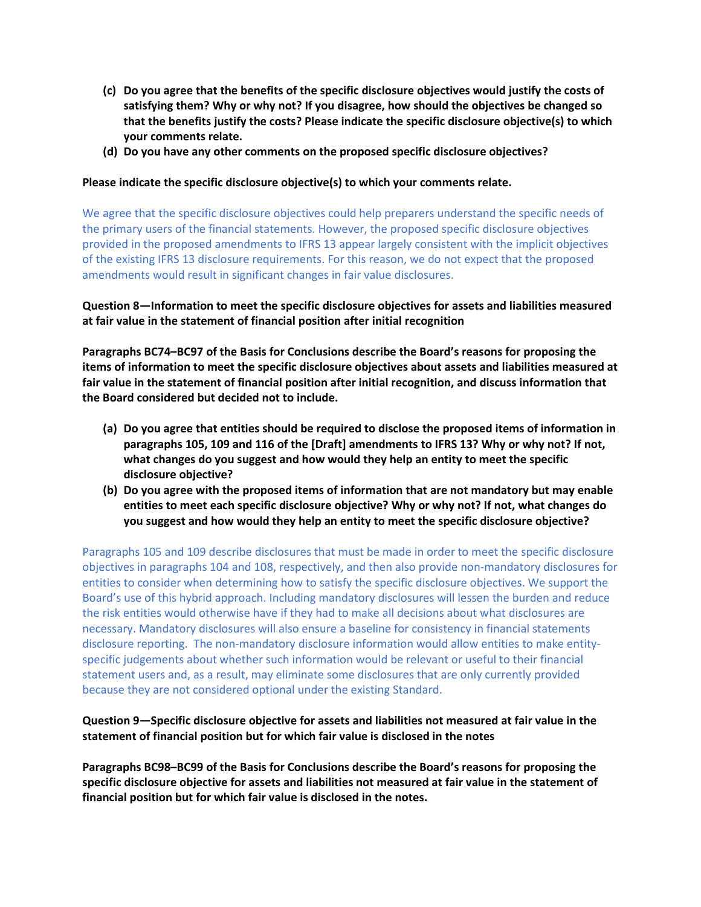(c) **Do you agree that the benefits of the specific disclosure objectives would justify the costs of satisfying them? Why or why not? If you disagree, how should the objectives be changed so that the benefits justify the costs? Please indicate the specific disclosure objective(s) to which your comments relate.**

(d) **Do you have any other comments on the proposed specific disclosure objectives?**

**Please indicate the specific disclosure objective(s) to which your comments relate.**

We agree that the specific disclosure objectives could help preparers understand the specific needs of the primary users of the financial statements. However, the proposed specific disclosure objectives provided in the proposed amendments to IFRS 13 appear largely consistent with the implicit objectives of the existing IFRS 13 disclosure requirements. For this reason, we do not expect that the proposed amendments would result in significant changes in fair value disclosures.

**Question 8—Information to meet the specific disclosure objectives for assets and liabilities measured at fair value in the statement of financial position after initial recognition**

**Paragraphs BC74–BC97 of the Basis for Conclusions describe the Board's reasons for proposing the items of information to meet the specific disclosure objectives about assets and liabilities measured at fair value in the statement of financial position after initial recognition, and discuss information that the Board considered but decided not to include.**

(a) **Do you agree that entities should be required to disclose the proposed items of information in paragraphs 105, 109 and 116 of the [Draft] amendments to IFRS 13? Why or why not? If not, what changes do you suggest and how would they help an entity to meet the specific disclosure objective?**

(b) **Do you agree with the proposed items of information that are not mandatory but may enable entities to meet each specific disclosure objective? Why or why not? If not, what changes do you suggest and how would they help an entity to meet the specific disclosure objective?**

Paragraphs 105 and 109 describe disclosures that must be made in order to meet the specific disclosure objectives in paragraphs 104 and 108, respectively, and then also provide non-mandatory disclosures for entities to consider when determining how to satisfy the specific disclosure objectives. We support the Board's use of this hybrid approach. Including mandatory disclosures will lessen the burden and reduce the risk entities would otherwise have if they had to make all decisions about what disclosures are necessary. Mandatory disclosures will also ensure a baseline for consistency in financial statements disclosure reporting. The non-mandatory disclosure information would allow entities to make entity-specific judgements about whether such information would be relevant or useful to their financial statement users and, as a result, may eliminate some disclosures that are only currently provided because they are not considered optional under the existing Standard.

**Question 9—Specific disclosure objective for assets and liabilities not measured at fair value in the statement of financial position but for which fair value is disclosed in the notes**

**Paragraphs BC98–BC99 of the Basis for Conclusions describe the Board's reasons for proposing the specific disclosure objective for assets and liabilities not measured at fair value in the statement of financial position but for which fair value is disclosed in the notes.**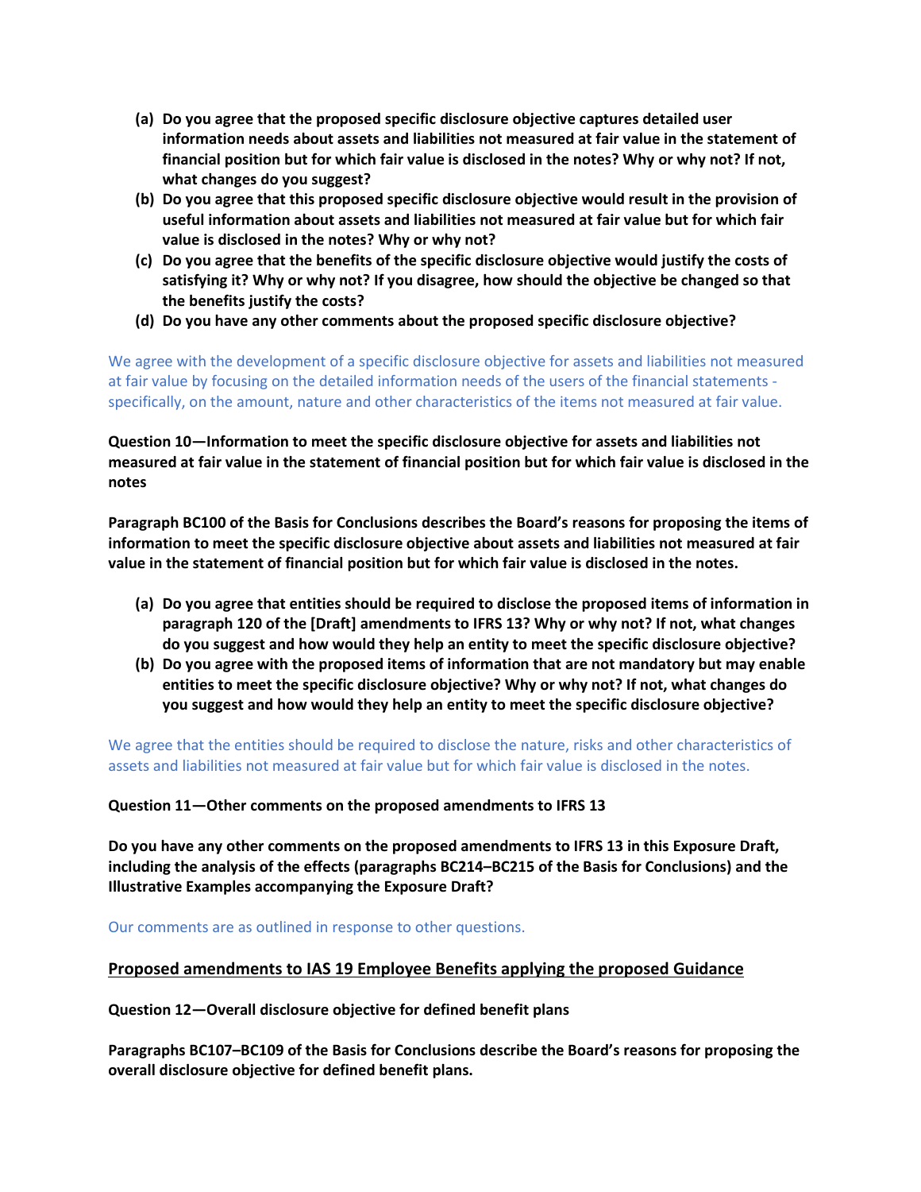**(a) Do you agree that the proposed specific disclosure objective captures detailed user information needs about assets and liabilities not measured at fair value in the statement of financial position but for which fair value is disclosed in the notes? Why or why not? If not, what changes do you suggest?**

**(b) Do you agree that this proposed specific disclosure objective would result in the provision of useful information about assets and liabilities not measured at fair value but for which fair value is disclosed in the notes? Why or why not?**

**(c) Do you agree that the benefits of the specific disclosure objective would justify the costs of satisfying it? Why or why not? If you disagree, how should the objective be changed so that the benefits justify the costs?**

**(d) Do you have any other comments about the proposed specific disclosure objective?**

We agree with the development of a specific disclosure objective for assets and liabilities not measured at fair value by focusing on the detailed information needs of the users of the financial statements - specifically, on the amount, nature and other characteristics of the items not measured at fair value.

**Question 10—Information to meet the specific disclosure objective for assets and liabilities not measured at fair value in the statement of financial position but for which fair value is disclosed in the notes**

**Paragraph BC100 of the Basis for Conclusions describes the Board's reasons for proposing the items of information to meet the specific disclosure objective about assets and liabilities not measured at fair value in the statement of financial position but for which fair value is disclosed in the notes.**

**(a) Do you agree that entities should be required to disclose the proposed items of information in paragraph 120 of the [Draft] amendments to IFRS 13? Why or why not? If not, what changes do you suggest and how would they help an entity to meet the specific disclosure objective?**

**(b) Do you agree with the proposed items of information that are not mandatory but may enable entities to meet the specific disclosure objective? Why or why not? If not, what changes do you suggest and how would they help an entity to meet the specific disclosure objective?**

We agree that the entities should be required to disclose the nature, risks and other characteristics of assets and liabilities not measured at fair value but for which fair value is disclosed in the notes.

**Question 11—Other comments on the proposed amendments to IFRS 13**

**Do you have any other comments on the proposed amendments to IFRS 13 in this Exposure Draft, including the analysis of the effects (paragraphs BC214–BC215 of the Basis for Conclusions) and the Illustrative Examples accompanying the Exposure Draft?**

Our comments are as outlined in response to other questions.

## Proposed amendments to IAS 19 Employee Benefits applying the proposed Guidance

**Question 12—Overall disclosure objective for defined benefit plans**

**Paragraphs BC107–BC109 of the Basis for Conclusions describe the Board's reasons for proposing the overall disclosure objective for defined benefit plans.**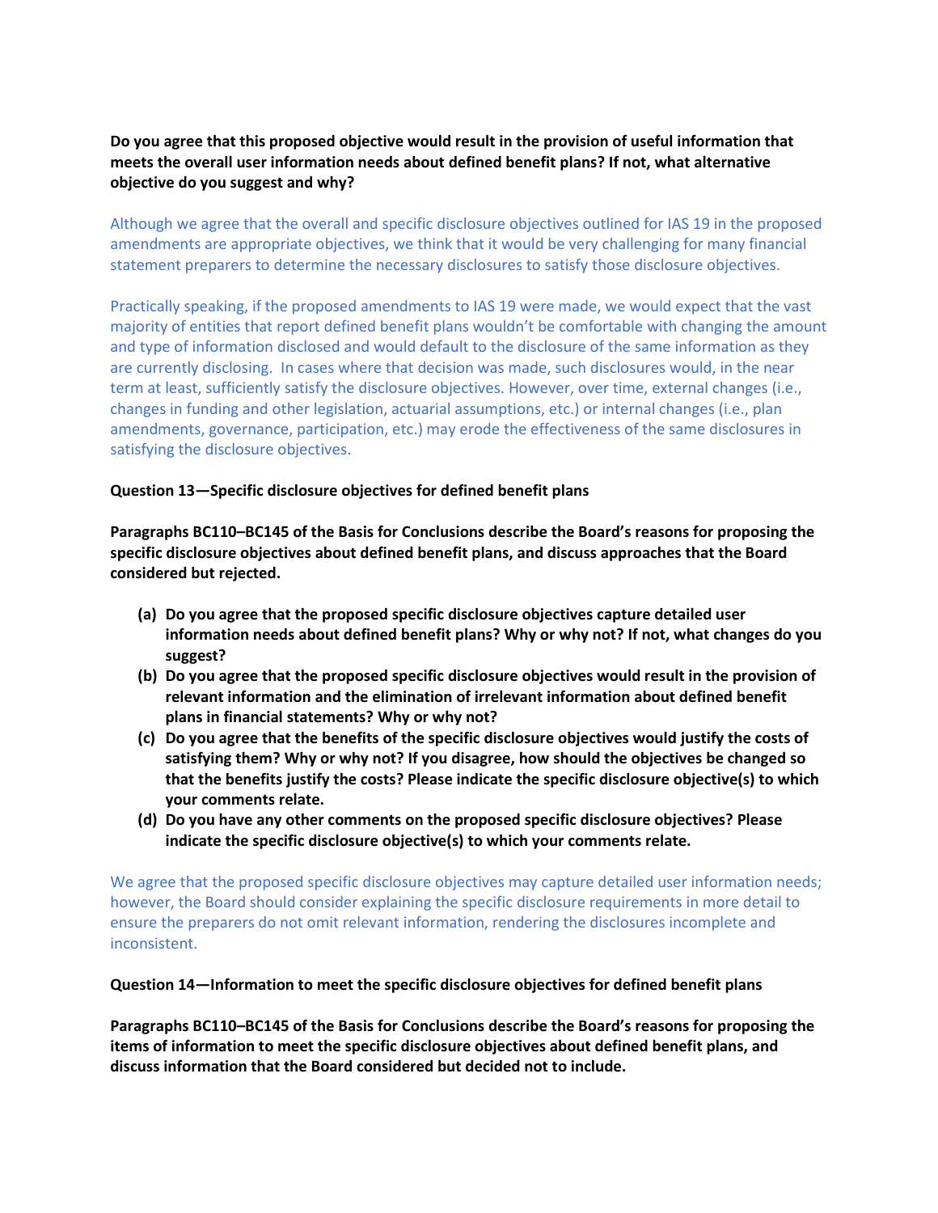**Do you agree that this proposed objective would result in the provision of useful information that meets the overall user information needs about defined benefit plans? If not, what alternative objective do you suggest and why?**

Although we agree that the overall and specific disclosure objectives outlined for IAS 19 in the proposed amendments are appropriate objectives, we think that it would be very challenging for many financial statement preparers to determine the necessary disclosures to satisfy those disclosure objectives.

Practically speaking, if the proposed amendments to IAS 19 were made, we would expect that the vast majority of entities that report defined benefit plans wouldn't be comfortable with changing the amount and type of information disclosed and would default to the disclosure of the same information as they are currently disclosing. In cases where that decision was made, such disclosures would, in the near term at least, sufficiently satisfy the disclosure objectives. However, over time, external changes (i.e., changes in funding and other legislation, actuarial assumptions, etc.) or internal changes (i.e., plan amendments, governance, participation, etc.) may erode the effectiveness of the same disclosures in satisfying the disclosure objectives.

**Question 13—Specific disclosure objectives for defined benefit plans**

**Paragraphs BC110–BC145 of the Basis for Conclusions describe the Board's reasons for proposing the specific disclosure objectives about defined benefit plans, and discuss approaches that the Board considered but rejected.**

- **(a) Do you agree that the proposed specific disclosure objectives capture detailed user information needs about defined benefit plans? Why or why not? If not, what changes do you suggest?**
- **(b) Do you agree that the proposed specific disclosure objectives would result in the provision of relevant information and the elimination of irrelevant information about defined benefit plans in financial statements? Why or why not?**
- **(c) Do you agree that the benefits of the specific disclosure objectives would justify the costs of satisfying them? Why or why not? If you disagree, how should the objectives be changed so that the benefits justify the costs? Please indicate the specific disclosure objective(s) to which your comments relate.**
- **(d) Do you have any other comments on the proposed specific disclosure objectives? Please indicate the specific disclosure objective(s) to which your comments relate.**

We agree that the proposed specific disclosure objectives may capture detailed user information needs; however, the Board should consider explaining the specific disclosure requirements in more detail to ensure the preparers do not omit relevant information, rendering the disclosures incomplete and inconsistent.

**Question 14—Information to meet the specific disclosure objectives for defined benefit plans**

**Paragraphs BC110–BC145 of the Basis for Conclusions describe the Board's reasons for proposing the items of information to meet the specific disclosure objectives about defined benefit plans, and discuss information that the Board considered but decided not to include.**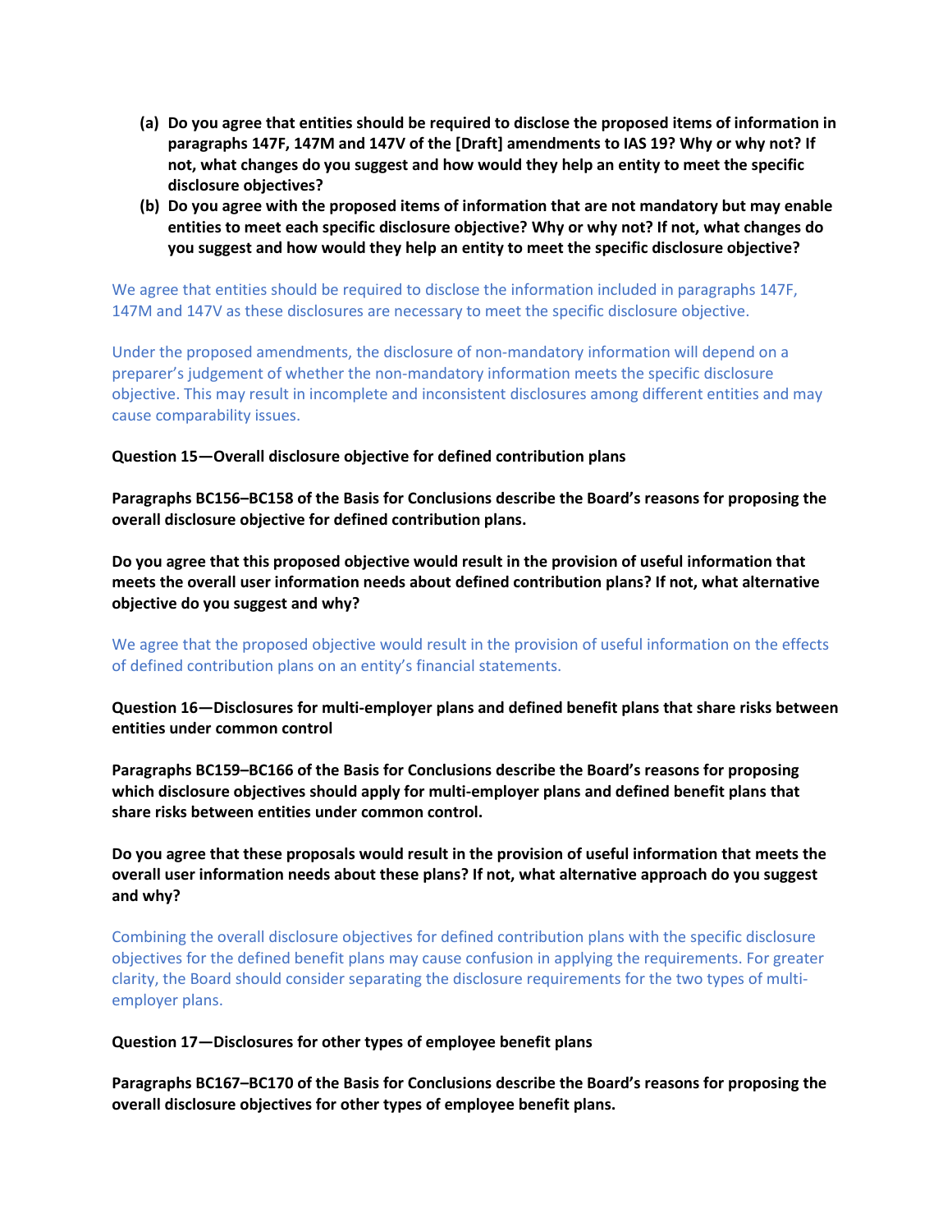(a) **Do you agree that entities should be required to disclose the proposed items of information in paragraphs 147F, 147M and 147V of the [Draft] amendments to IAS 19? Why or why not? If not, what changes do you suggest and how would they help an entity to meet the specific disclosure objectives?**

(b) **Do you agree with the proposed items of information that are not mandatory but may enable entities to meet each specific disclosure objective? Why or why not? If not, what changes do you suggest and how would they help an entity to meet the specific disclosure objective?**

We agree that entities should be required to disclose the information included in paragraphs 147F, 147M and 147V as these disclosures are necessary to meet the specific disclosure objective.

Under the proposed amendments, the disclosure of non-mandatory information will depend on a preparer's judgement of whether the non-mandatory information meets the specific disclosure objective. This may result in incomplete and inconsistent disclosures among different entities and may cause comparability issues.

**Question 15—Overall disclosure objective for defined contribution plans**

**Paragraphs BC156–BC158 of the Basis for Conclusions describe the Board's reasons for proposing the overall disclosure objective for defined contribution plans.**

**Do you agree that this proposed objective would result in the provision of useful information that meets the overall user information needs about defined contribution plans? If not, what alternative objective do you suggest and why?**

We agree that the proposed objective would result in the provision of useful information on the effects of defined contribution plans on an entity's financial statements.

**Question 16—Disclosures for multi-employer plans and defined benefit plans that share risks between entities under common control**

**Paragraphs BC159–BC166 of the Basis for Conclusions describe the Board's reasons for proposing which disclosure objectives should apply for multi-employer plans and defined benefit plans that share risks between entities under common control.**

**Do you agree that these proposals would result in the provision of useful information that meets the overall user information needs about these plans? If not, what alternative approach do you suggest and why?**

Combining the overall disclosure objectives for defined contribution plans with the specific disclosure objectives for the defined benefit plans may cause confusion in applying the requirements. For greater clarity, the Board should consider separating the disclosure requirements for the two types of multi-employer plans.

**Question 17—Disclosures for other types of employee benefit plans**

**Paragraphs BC167–BC170 of the Basis for Conclusions describe the Board's reasons for proposing the overall disclosure objectives for other types of employee benefit plans.**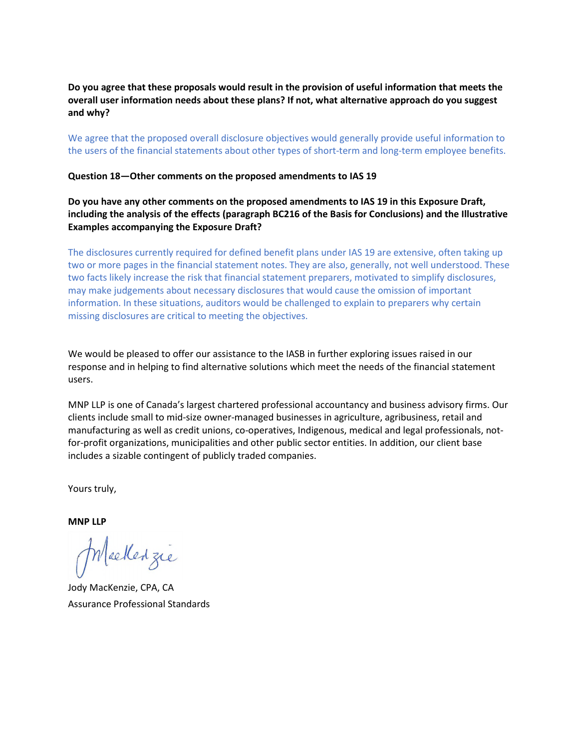**Do you agree that these proposals would result in the provision of useful information that meets the overall user information needs about these plans? If not, what alternative approach do you suggest and why?**

We agree that the proposed overall disclosure objectives would generally provide useful information to the users of the financial statements about other types of short-term and long-term employee benefits.

**Question 18—Other comments on the proposed amendments to IAS 19**

**Do you have any other comments on the proposed amendments to IAS 19 in this Exposure Draft, including the analysis of the effects (paragraph BC216 of the Basis for Conclusions) and the Illustrative Examples accompanying the Exposure Draft?**

The disclosures currently required for defined benefit plans under IAS 19 are extensive, often taking up two or more pages in the financial statement notes. They are also, generally, not well understood. These two facts likely increase the risk that financial statement preparers, motivated to simplify disclosures, may make judgements about necessary disclosures that would cause the omission of important information. In these situations, auditors would be challenged to explain to preparers why certain missing disclosures are critical to meeting the objectives.

We would be pleased to offer our assistance to the IASB in further exploring issues raised in our response and in helping to find alternative solutions which meet the needs of the financial statement users.

MNP LLP is one of Canada's largest chartered professional accountancy and business advisory firms. Our clients include small to mid-size owner-managed businesses in agriculture, agribusiness, retail and manufacturing as well as credit unions, co-operatives, Indigenous, medical and legal professionals, not-for-profit organizations, municipalities and other public sector entities. In addition, our client base includes a sizable contingent of publicly traded companies.

Yours truly,

**MNP LLP**

Jody MacKenzie, CPA, CA
Assurance Professional Standards